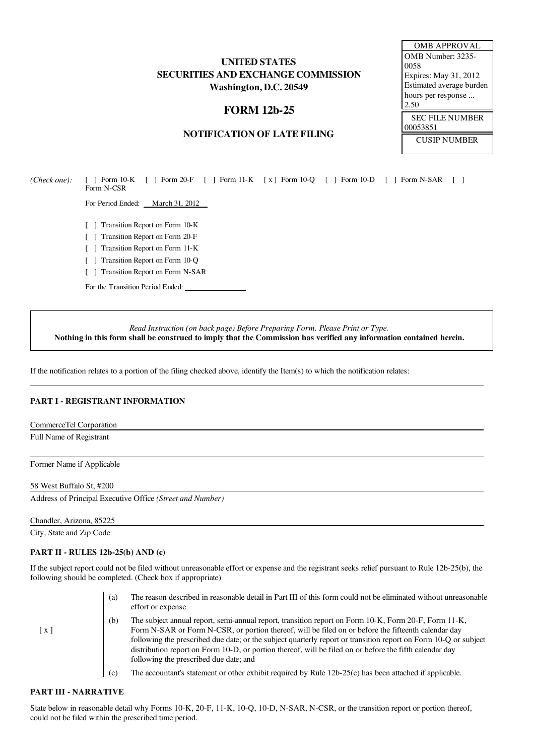| OMB APPROVAL |
| --- |
| OMB Number: 3235-0058 |
| Expires: May 31, 2012 |
| Estimated average burden hours per response ... 2.50 |
| SEC FILE NUMBER |
| 00053851 |
| CUSIP NUMBER |
| |

**UNITED STATES**
**SECURITIES AND EXCHANGE COMMISSION**
**Washington, D.C. 20549**

# FORM 12b-25

## NOTIFICATION OF LATE FILING

*(Check one):* [ ] Form 10-K [ ] Form 20-F [ ] Form 11-K [ x ] Form 10-Q [ ] Form 10-D [ ] Form N-SAR [ ] Form N-CSR

For Period Ended: March 31, 2012

[ ] Transition Report on Form 10-K
[ ] Transition Report on Form 20-F
[ ] Transition Report on Form 11-K
[ ] Transition Report on Form 10-Q
[ ] Transition Report on Form N-SAR

For the Transition Period Ended: ________________

*Read Instruction (on back page) Before Preparing Form. Please Print or Type.*
**Nothing in this form shall be construed to imply that the Commission has verified any information contained herein.**

If the notification relates to a portion of the filing checked above, identify the Item(s) to which the notification relates:

### PART I - REGISTRANT INFORMATION

CommerceTel Corporation
Full Name of Registrant

Former Name if Applicable

58 West Buffalo St, #200
Address of Principal Executive Office *(Street and Number)*

Chandler, Arizona, 85225
City, State and Zip Code

### PART II - RULES 12b-25(b) AND (c)

If the subject report could not be filed without unreasonable effort or expense and the registrant seeks relief pursuant to Rule 12b-25(b), the following should be completed. (Check box if appropriate)

[ x ]

(a) The reason described in reasonable detail in Part III of this form could not be eliminated without unreasonable effort or expense

(b) The subject annual report, semi-annual report, transition report on Form 10-K, Form 20-F, Form 11-K, Form N-SAR or Form N-CSR, or portion thereof, will be filed on or before the fifteenth calendar day following the prescribed due date; or the subject quarterly report or transition report on Form 10-Q or subject distribution report on Form 10-D, or portion thereof, will be filed on or before the fifth calendar day following the prescribed due date; and

(c) The accountant's statement or other exhibit required by Rule 12b-25(c) has been attached if applicable.

### PART III - NARRATIVE

State below in reasonable detail why Forms 10-K, 20-F, 11-K, 10-Q, 10-D, N-SAR, N-CSR, or the transition report or portion thereof, could not be filed within the prescribed time period.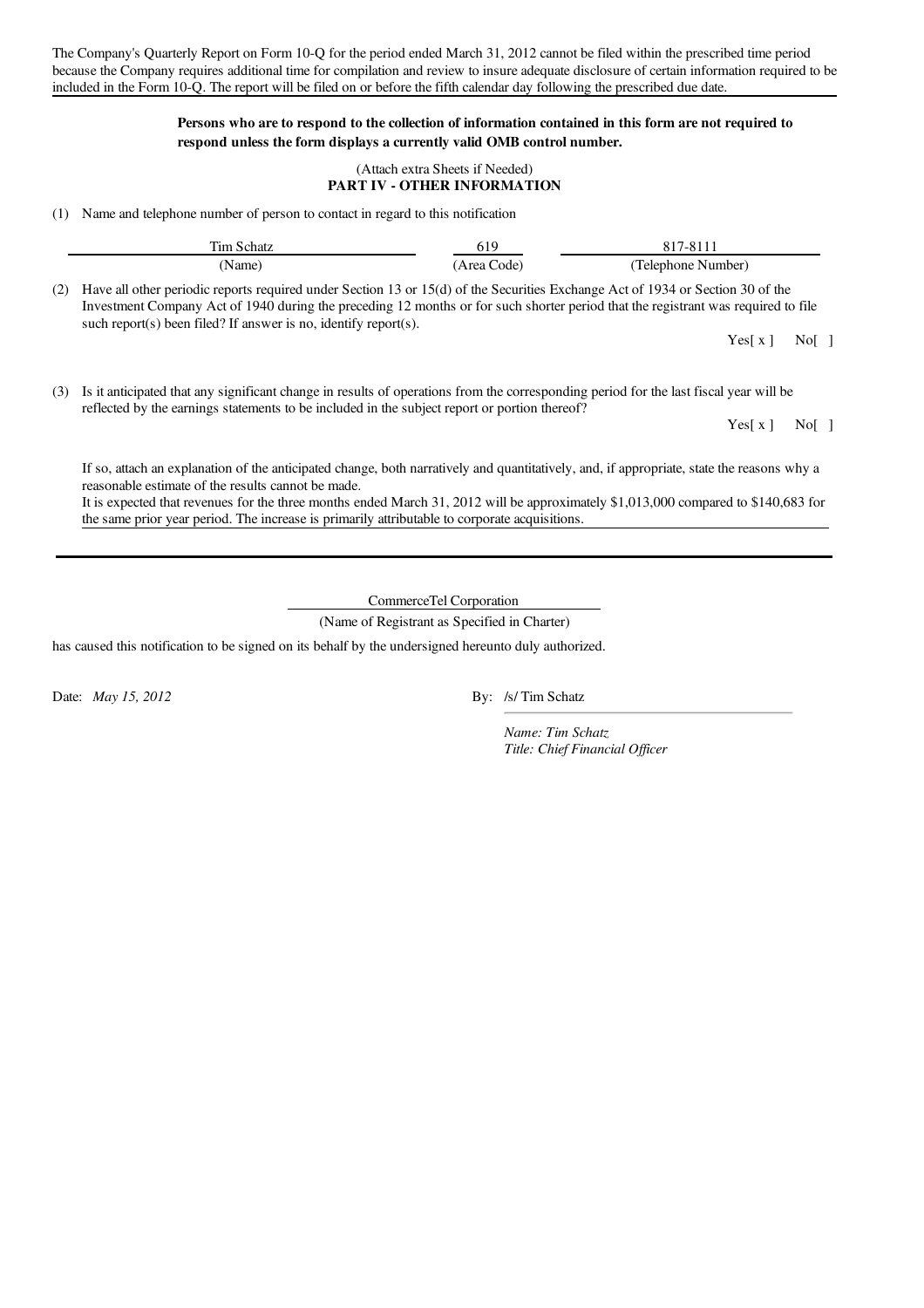The Company's Quarterly Report on Form 10-Q for the period ended March 31, 2012 cannot be filed within the prescribed time period because the Company requires additional time for compilation and review to insure adequate disclosure of certain information required to be included in the Form 10-Q. The report will be filed on or before the fifth calendar day following the prescribed due date.

**Persons who are to respond to the collection of information contained in this form are not required to respond unless the form displays a currently valid OMB control number.**

(Attach extra Sheets if Needed)

**PART IV - OTHER INFORMATION**

(1) Name and telephone number of person to contact in regard to this notification

| | | |
|---|---|---|
| Tim Schatz | 619 | 817-8111 |
| (Name) | (Area Code) | (Telephone Number) |

(2) Have all other periodic reports required under Section 13 or 15(d) of the Securities Exchange Act of 1934 or Section 30 of the Investment Company Act of 1940 during the preceding 12 months or for such shorter period that the registrant was required to file such report(s) been filed? If answer is no, identify report(s).

Yes[ x ] No[ ]

(3) Is it anticipated that any significant change in results of operations from the corresponding period for the last fiscal year will be reflected by the earnings statements to be included in the subject report or portion thereof?

Yes[ x ] No[ ]

If so, attach an explanation of the anticipated change, both narratively and quantitatively, and, if appropriate, state the reasons why a reasonable estimate of the results cannot be made.

It is expected that revenues for the three months ended March 31, 2012 will be approximately $1,013,000 compared to $140,683 for the same prior year period. The increase is primarily attributable to corporate acquisitions.

CommerceTel Corporation

(Name of Registrant as Specified in Charter)

has caused this notification to be signed on its behalf by the undersigned hereunto duly authorized.

Date: *May 15, 2012*

By: /s/ Tim Schatz

*Name: Tim Schatz*

*Title: Chief Financial Officer*